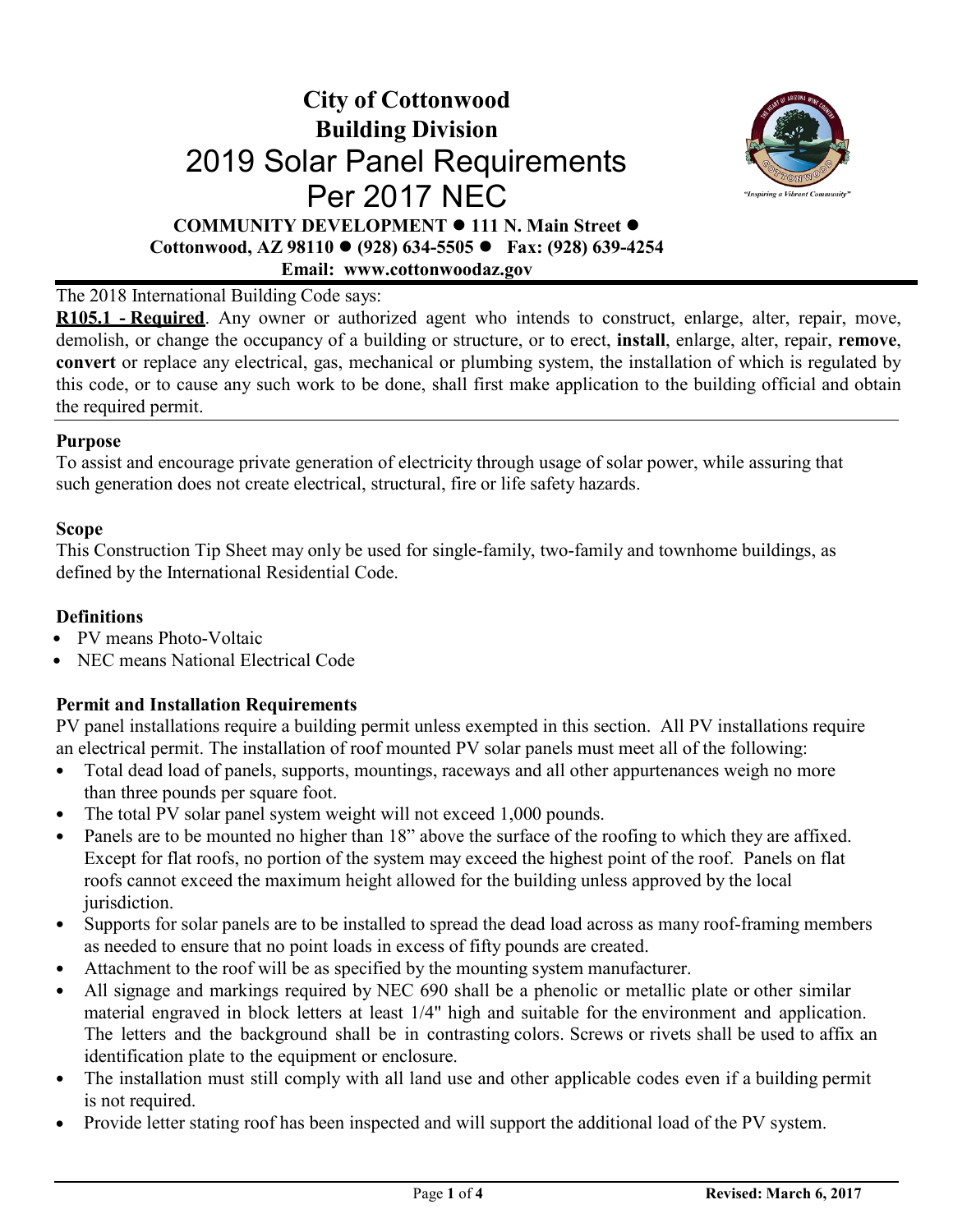# City of Cottonwood
## Building Division
# 2019 Solar Panel Requirements Per 2017 NEC

**COMMUNITY DEVELOPMENT ● 111 N. Main Street ● Cottonwood, AZ 98110 ● (928) 634-5505 ● Fax: (928) 639-4254**
**Email: www.cottonwoodaz.gov**

The 2018 International Building Code says:
**R105.1 - Required**. Any owner or authorized agent who intends to construct, enlarge, alter, repair, move, demolish, or change the occupancy of a building or structure, or to erect, **install**, enlarge, alter, repair, **remove**, **convert** or replace any electrical, gas, mechanical or plumbing system, the installation of which is regulated by this code, or to cause any such work to be done, shall first make application to the building official and obtain the required permit.

### Purpose
To assist and encourage private generation of electricity through usage of solar power, while assuring that such generation does not create electrical, structural, fire or life safety hazards.

### Scope
This Construction Tip Sheet may only be used for single-family, two-family and townhome buildings, as defined by the International Residential Code.

### Definitions
- PV means Photo-Voltaic
- NEC means National Electrical Code

### Permit and Installation Requirements
PV panel installations require a building permit unless exempted in this section. All PV installations require an electrical permit. The installation of roof mounted PV solar panels must meet all of the following:

- Total dead load of panels, supports, mountings, raceways and all other appurtenances weigh no more than three pounds per square foot.
- The total PV solar panel system weight will not exceed 1,000 pounds.
- Panels are to be mounted no higher than 18" above the surface of the roofing to which they are affixed. Except for flat roofs, no portion of the system may exceed the highest point of the roof. Panels on flat roofs cannot exceed the maximum height allowed for the building unless approved by the local jurisdiction.
- Supports for solar panels are to be installed to spread the dead load across as many roof-framing members as needed to ensure that no point loads in excess of fifty pounds are created.
- Attachment to the roof will be as specified by the mounting system manufacturer.
- All signage and markings required by NEC 690 shall be a phenolic or metallic plate or other similar material engraved in block letters at least 1/4" high and suitable for the environment and application. The letters and the background shall be in contrasting colors. Screws or rivets shall be used to affix an identification plate to the equipment or enclosure.
- The installation must still comply with all land use and other applicable codes even if a building permit is not required.
- Provide letter stating roof has been inspected and will support the additional load of the PV system.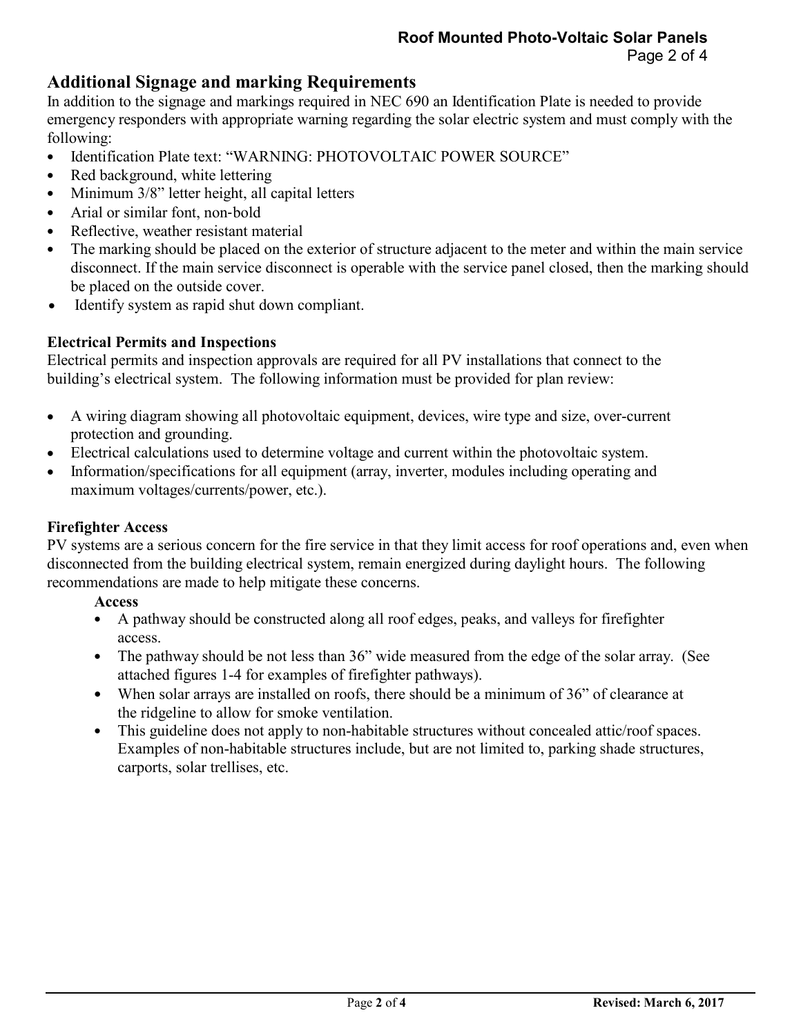## Additional Signage and marking Requirements

In addition to the signage and markings required in NEC 690 an Identification Plate is needed to provide emergency responders with appropriate warning regarding the solar electric system and must comply with the following:

- Identification Plate text: "WARNING: PHOTOVOLTAIC POWER SOURCE"
- Red background, white lettering
- Minimum 3/8" letter height, all capital letters
- Arial or similar font, non-bold
- Reflective, weather resistant material
- The marking should be placed on the exterior of structure adjacent to the meter and within the main service disconnect. If the main service disconnect is operable with the service panel closed, then the marking should be placed on the outside cover.
- Identify system as rapid shut down compliant.

### Electrical Permits and Inspections

Electrical permits and inspection approvals are required for all PV installations that connect to the building's electrical system. The following information must be provided for plan review:

- A wiring diagram showing all photovoltaic equipment, devices, wire type and size, over-current protection and grounding.
- Electrical calculations used to determine voltage and current within the photovoltaic system.
- Information/specifications for all equipment (array, inverter, modules including operating and maximum voltages/currents/power, etc.).

### Firefighter Access

PV systems are a serious concern for the fire service in that they limit access for roof operations and, even when disconnected from the building electrical system, remain energized during daylight hours. The following recommendations are made to help mitigate these concerns.

**Access**

- A pathway should be constructed along all roof edges, peaks, and valleys for firefighter access.
- The pathway should be not less than 36" wide measured from the edge of the solar array. (See attached figures 1-4 for examples of firefighter pathways).
- When solar arrays are installed on roofs, there should be a minimum of 36" of clearance at the ridgeline to allow for smoke ventilation.
- This guideline does not apply to non-habitable structures without concealed attic/roof spaces. Examples of non-habitable structures include, but are not limited to, parking shade structures, carports, solar trellises, etc.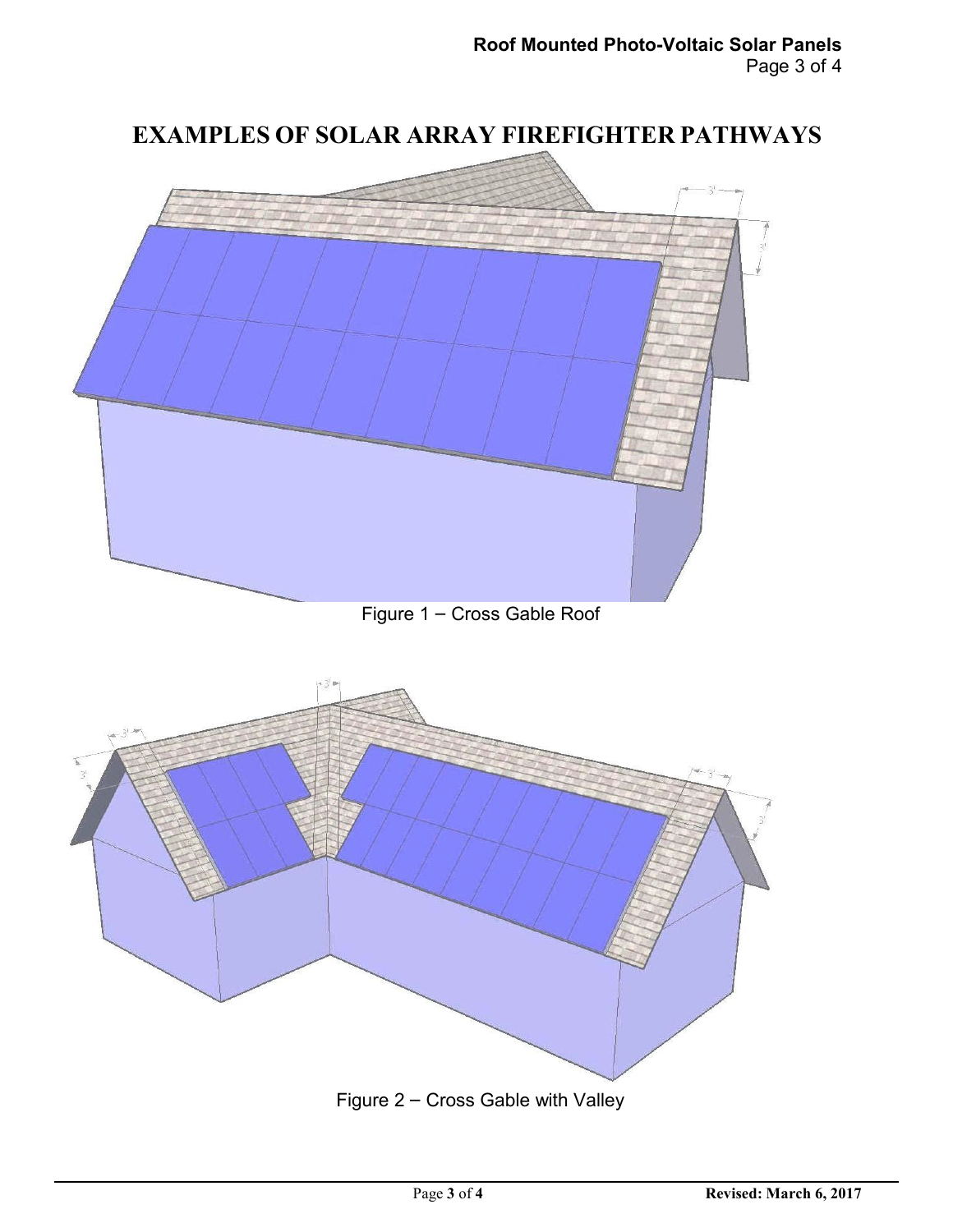# EXAMPLES OF SOLAR ARRAY FIREFIGHTER PATHWAYS

Figure 1 – Cross Gable Roof

Figure 2 – Cross Gable with Valley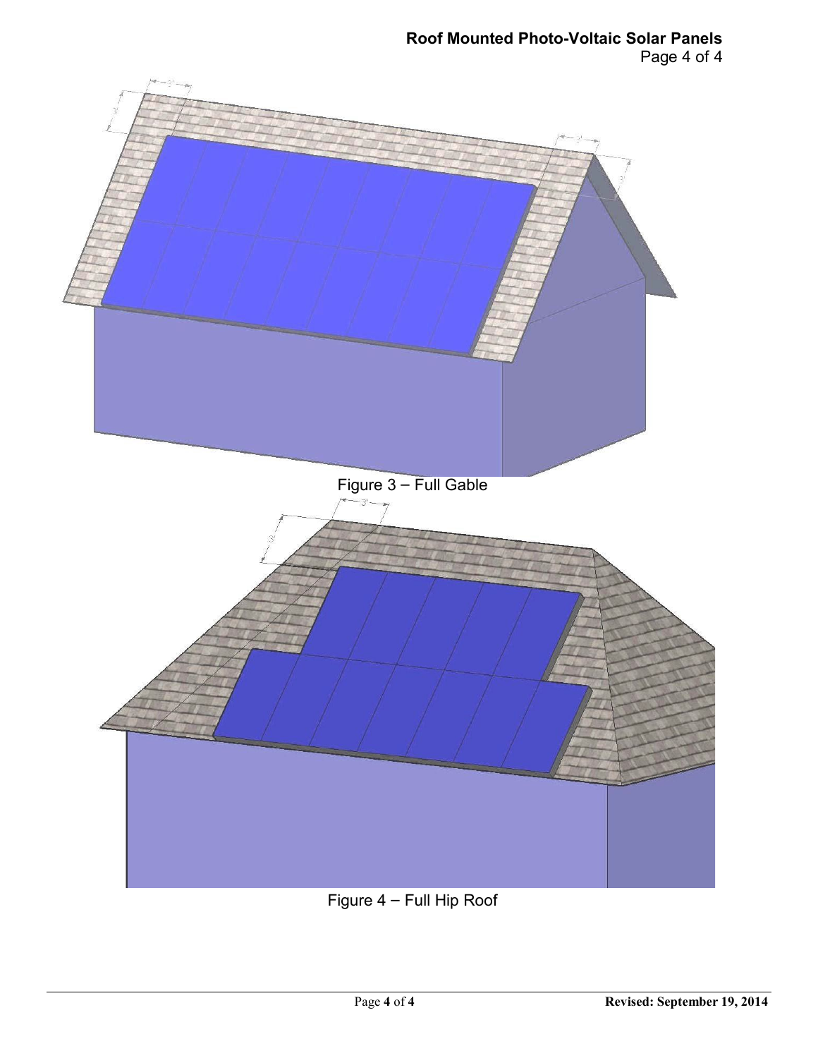Figure 3 – Full Gable

Figure 4 – Full Hip Roof